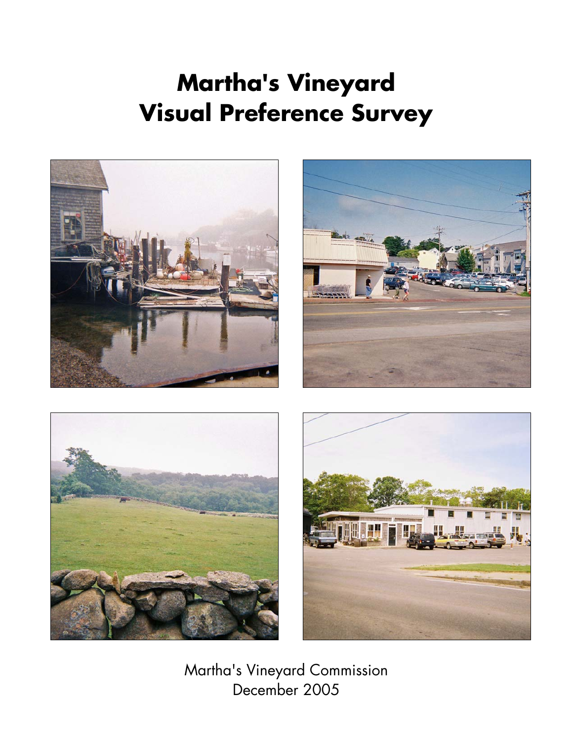# Martha's Vineyard
# Visual Preference Survey

Martha's Vineyard Commission
December 2005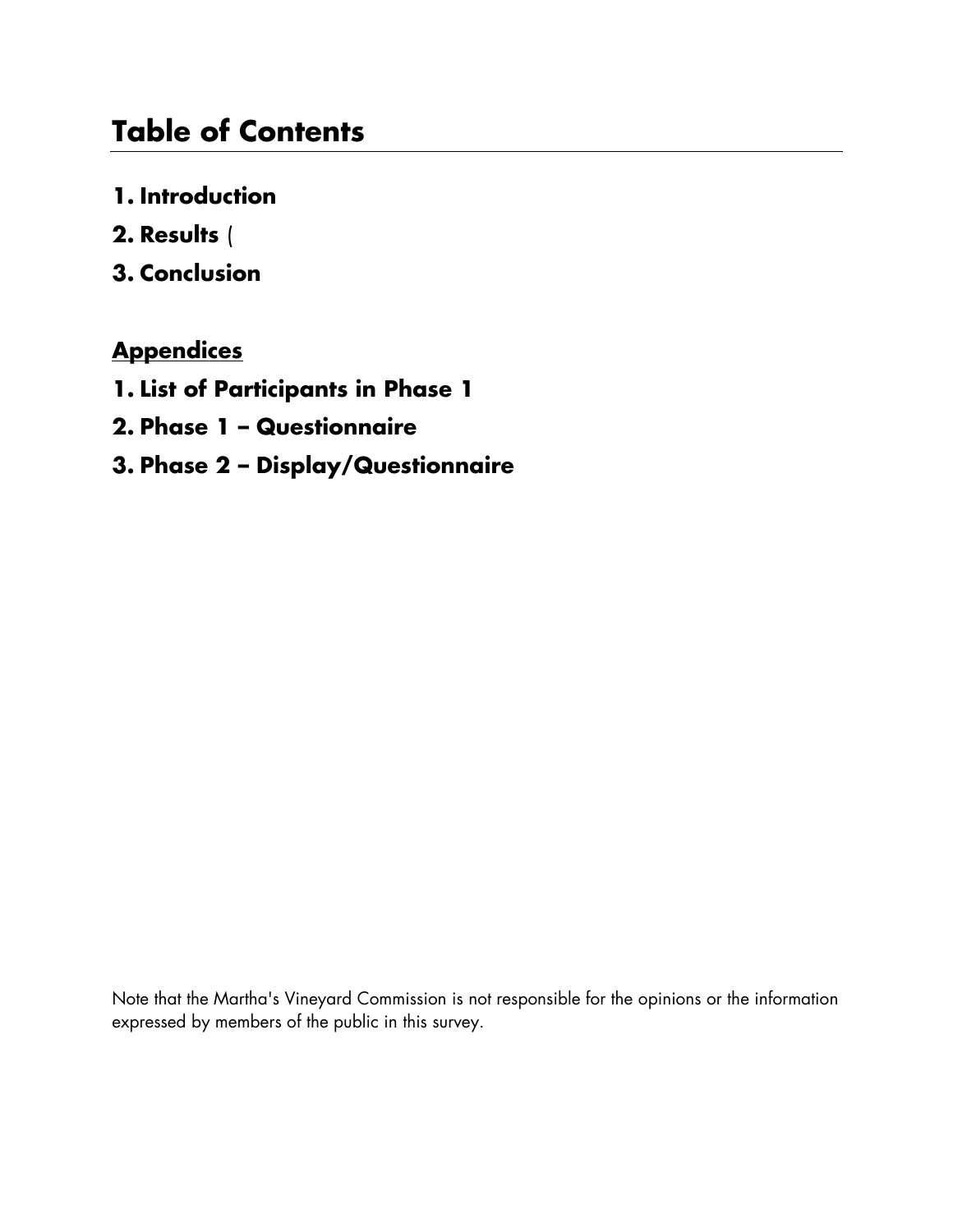# Table of Contents

1. **Introduction**
2. **Results** (
3. **Conclusion**

**Appendices**

1. **List of Participants in Phase 1**
2. **Phase 1 – Questionnaire**
3. **Phase 2 – Display/Questionnaire**

Note that the Martha's Vineyard Commission is not responsible for the opinions or the information expressed by members of the public in this survey.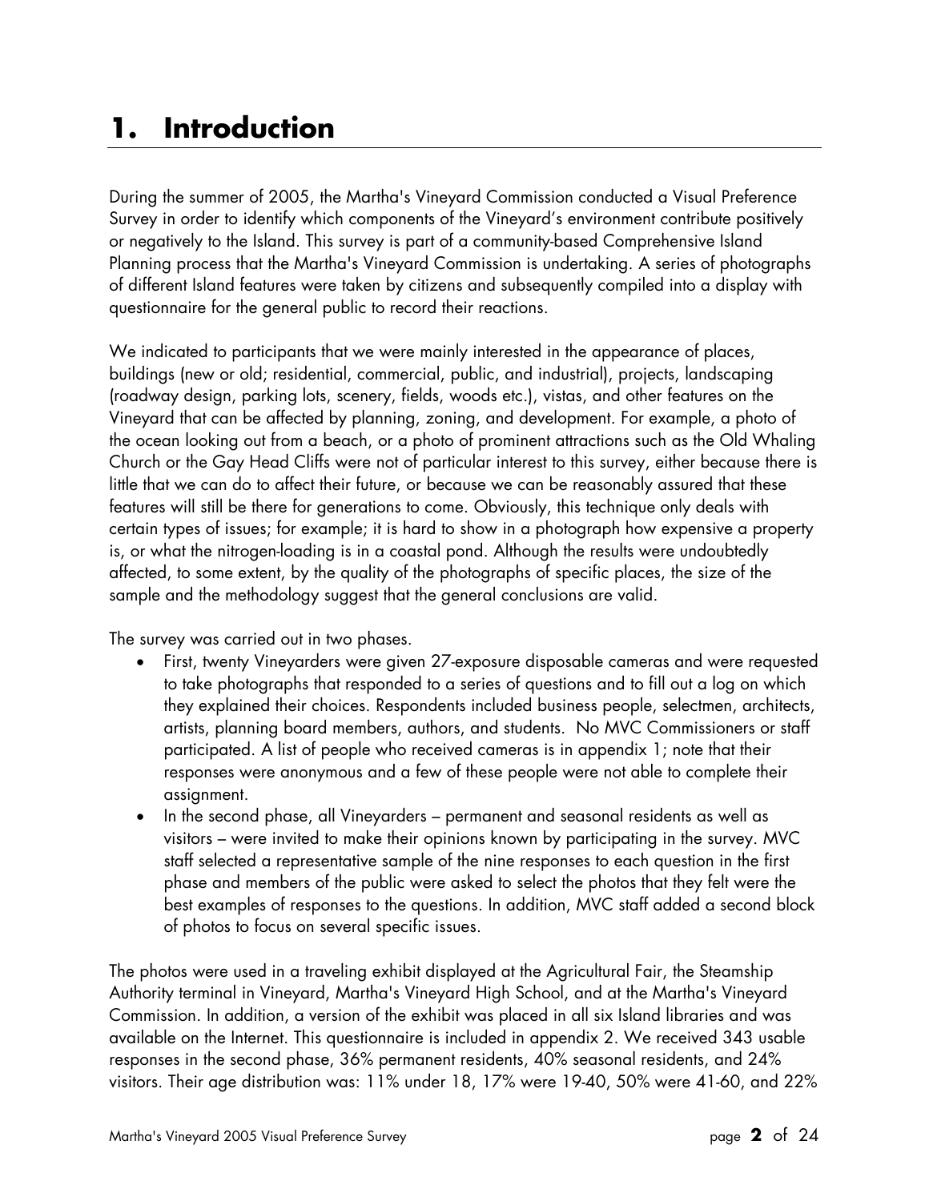# 1. Introduction

During the summer of 2005, the Martha's Vineyard Commission conducted a Visual Preference Survey in order to identify which components of the Vineyard's environment contribute positively or negatively to the Island. This survey is part of a community-based Comprehensive Island Planning process that the Martha's Vineyard Commission is undertaking. A series of photographs of different Island features were taken by citizens and subsequently compiled into a display with questionnaire for the general public to record their reactions.

We indicated to participants that we were mainly interested in the appearance of places, buildings (new or old; residential, commercial, public, and industrial), projects, landscaping (roadway design, parking lots, scenery, fields, woods etc.), vistas, and other features on the Vineyard that can be affected by planning, zoning, and development. For example, a photo of the ocean looking out from a beach, or a photo of prominent attractions such as the Old Whaling Church or the Gay Head Cliffs were not of particular interest to this survey, either because there is little that we can do to affect their future, or because we can be reasonably assured that these features will still be there for generations to come. Obviously, this technique only deals with certain types of issues; for example; it is hard to show in a photograph how expensive a property is, or what the nitrogen-loading is in a coastal pond. Although the results were undoubtedly affected, to some extent, by the quality of the photographs of specific places, the size of the sample and the methodology suggest that the general conclusions are valid.

The survey was carried out in two phases.

- First, twenty Vineyarders were given 27-exposure disposable cameras and were requested to take photographs that responded to a series of questions and to fill out a log on which they explained their choices. Respondents included business people, selectmen, architects, artists, planning board members, authors, and students. No MVC Commissioners or staff participated. A list of people who received cameras is in appendix 1; note that their responses were anonymous and a few of these people were not able to complete their assignment.
- In the second phase, all Vineyarders – permanent and seasonal residents as well as visitors – were invited to make their opinions known by participating in the survey. MVC staff selected a representative sample of the nine responses to each question in the first phase and members of the public were asked to select the photos that they felt were the best examples of responses to the questions. In addition, MVC staff added a second block of photos to focus on several specific issues.

The photos were used in a traveling exhibit displayed at the Agricultural Fair, the Steamship Authority terminal in Vineyard, Martha's Vineyard High School, and at the Martha's Vineyard Commission. In addition, a version of the exhibit was placed in all six Island libraries and was available on the Internet. This questionnaire is included in appendix 2. We received 343 usable responses in the second phase, 36% permanent residents, 40% seasonal residents, and 24% visitors. Their age distribution was: 11% under 18, 17% were 19-40, 50% were 41-60, and 22%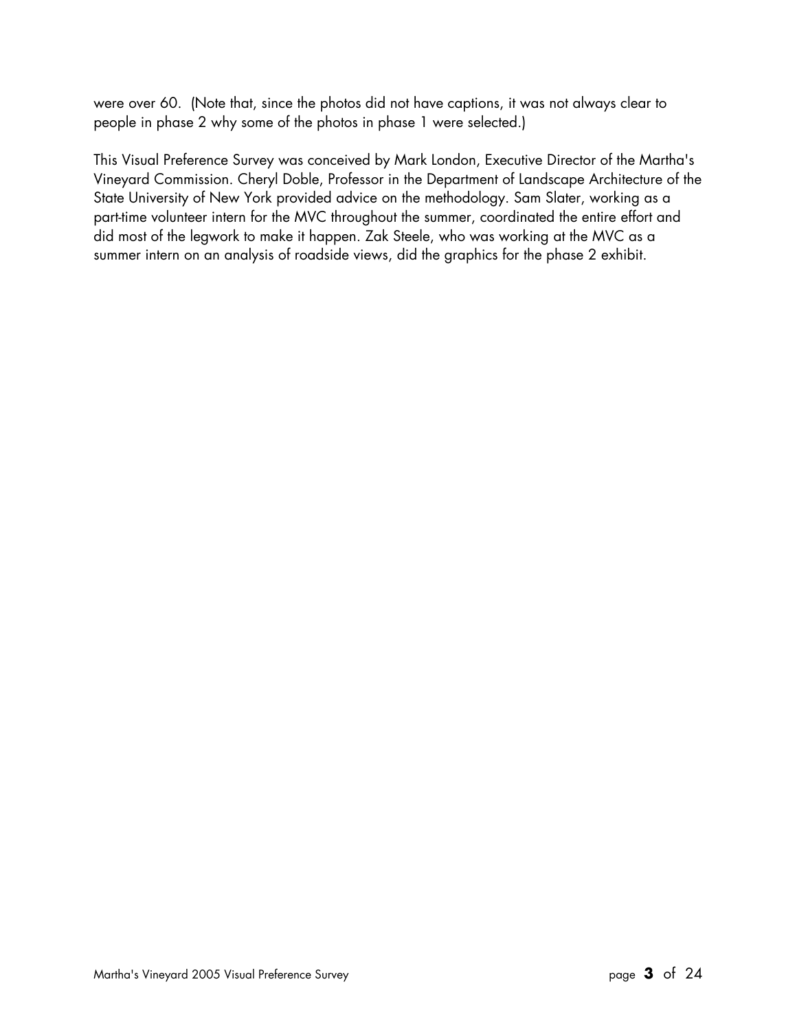were over 60. (Note that, since the photos did not have captions, it was not always clear to people in phase 2 why some of the photos in phase 1 were selected.)

This Visual Preference Survey was conceived by Mark London, Executive Director of the Martha's Vineyard Commission. Cheryl Doble, Professor in the Department of Landscape Architecture of the State University of New York provided advice on the methodology. Sam Slater, working as a part-time volunteer intern for the MVC throughout the summer, coordinated the entire effort and did most of the legwork to make it happen. Zak Steele, who was working at the MVC as a summer intern on an analysis of roadside views, did the graphics for the phase 2 exhibit.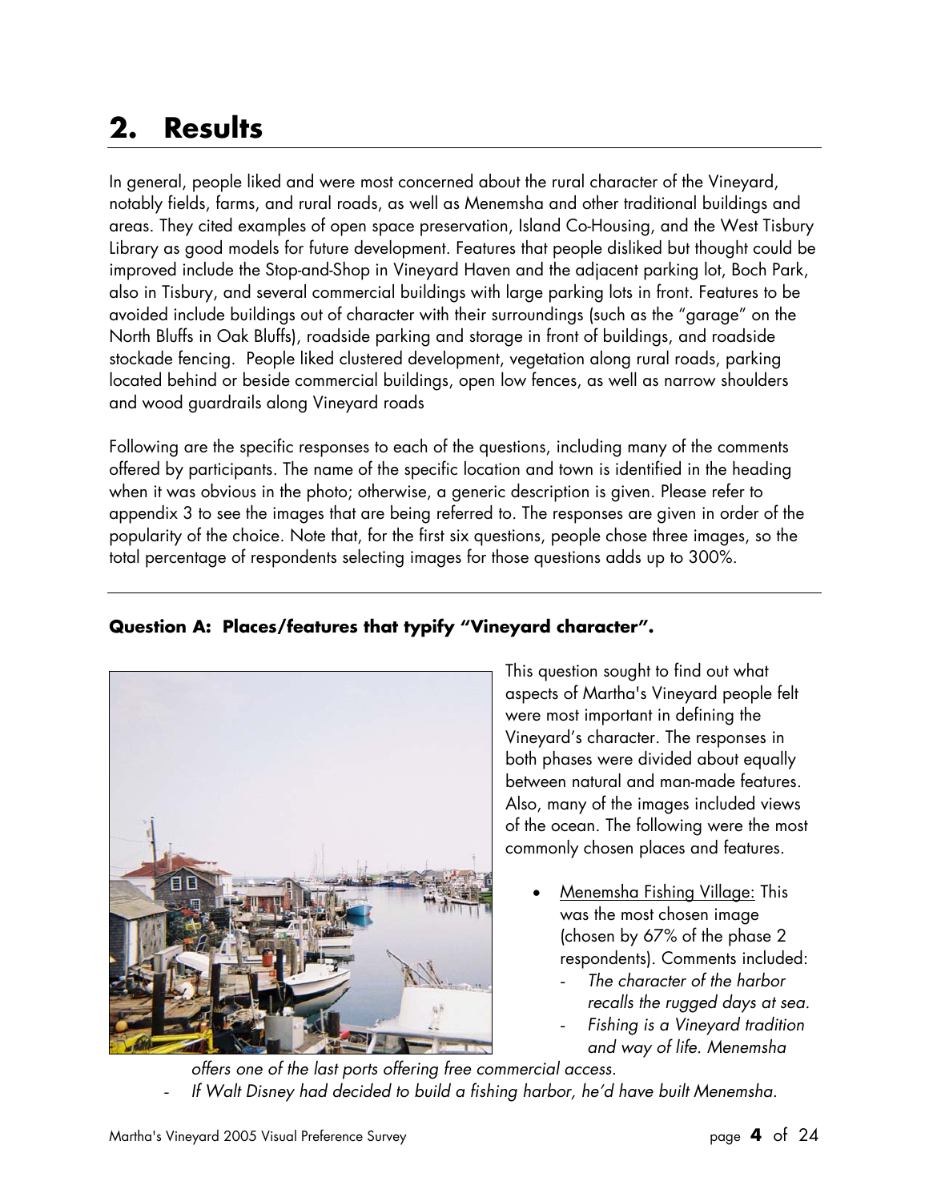# 2. Results

In general, people liked and were most concerned about the rural character of the Vineyard, notably fields, farms, and rural roads, as well as Menemsha and other traditional buildings and areas. They cited examples of open space preservation, Island Co-Housing, and the West Tisbury Library as good models for future development. Features that people disliked but thought could be improved include the Stop-and-Shop in Vineyard Haven and the adjacent parking lot, Boch Park, also in Tisbury, and several commercial buildings with large parking lots in front. Features to be avoided include buildings out of character with their surroundings (such as the "garage" on the North Bluffs in Oak Bluffs), roadside parking and storage in front of buildings, and roadside stockade fencing. People liked clustered development, vegetation along rural roads, parking located behind or beside commercial buildings, open low fences, as well as narrow shoulders and wood guardrails along Vineyard roads

Following are the specific responses to each of the questions, including many of the comments offered by participants. The name of the specific location and town is identified in the heading when it was obvious in the photo; otherwise, a generic description is given. Please refer to appendix 3 to see the images that are being referred to. The responses are given in order of the popularity of the choice. Note that, for the first six questions, people chose three images, so the total percentage of respondents selecting images for those questions adds up to 300%.

---

### Question A: Places/features that typify "Vineyard character".

This question sought to find out what aspects of Martha's Vineyard people felt were most important in defining the Vineyard's character. The responses in both phases were divided about equally between natural and man-made features. Also, many of the images included views of the ocean. The following were the most commonly chosen places and features.

- Menemsha Fishing Village: This was the most chosen image (chosen by 67% of the phase 2 respondents). Comments included:
  - *The character of the harbor recalls the rugged days at sea.*
  - *Fishing is a Vineyard tradition and way of life. Menemsha offers one of the last ports offering free commercial access.*
  - *If Walt Disney had decided to build a fishing harbor, he'd have built Menemsha.*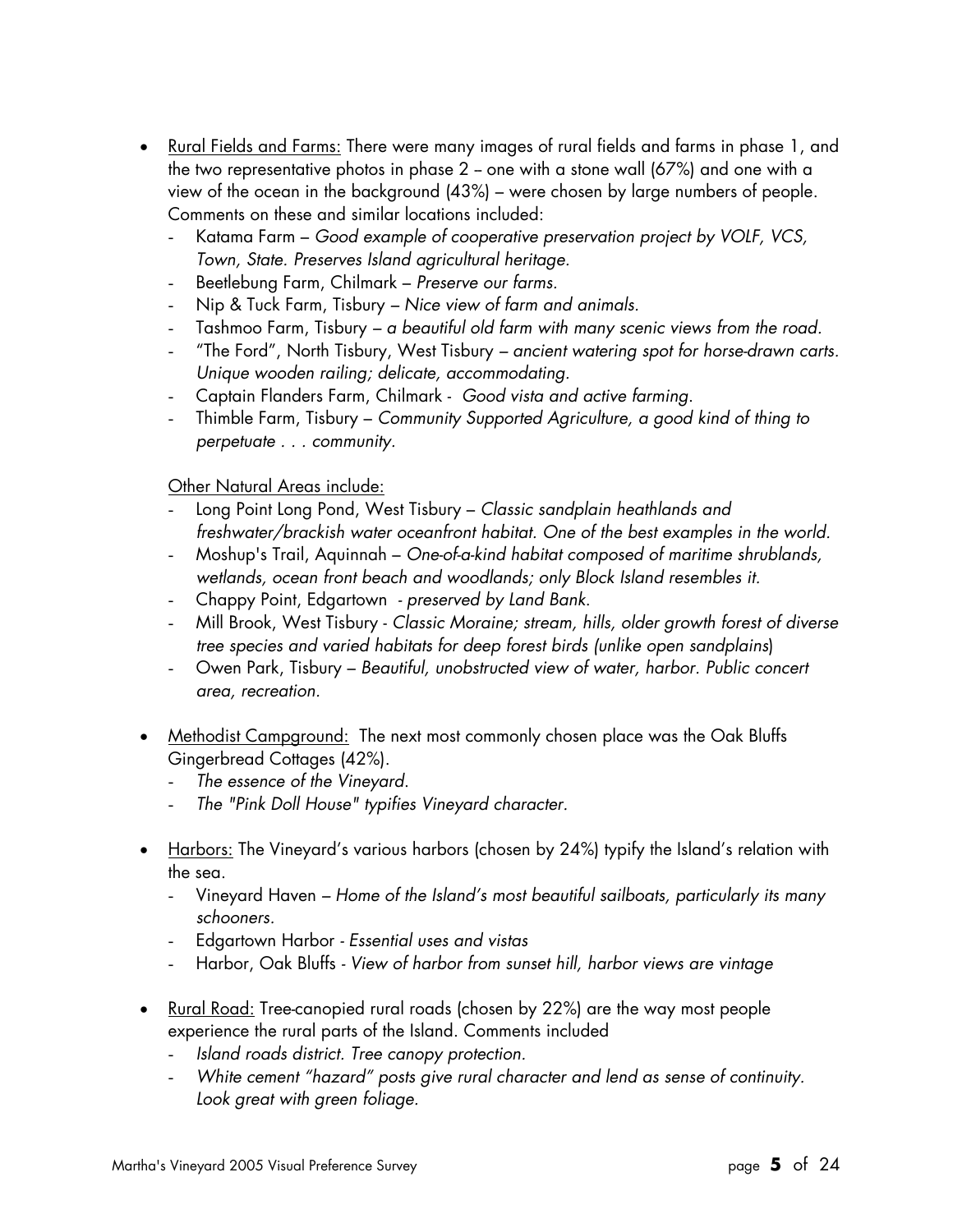- <u>Rural Fields and Farms:</u> There were many images of rural fields and farms in phase 1, and the two representative photos in phase 2 – one with a stone wall (67%) and one with a view of the ocean in the background (43%) – were chosen by large numbers of people. Comments on these and similar locations included:
  - Katama Farm – *Good example of cooperative preservation project by VOLF, VCS, Town, State. Preserves Island agricultural heritage.*
  - Beetlebung Farm, Chilmark – *Preserve our farms.*
  - Nip & Tuck Farm, Tisbury – *Nice view of farm and animals.*
  - Tashmoo Farm, Tisbury – *a beautiful old farm with many scenic views from the road.*
  - "The Ford", North Tisbury, West Tisbury – *ancient watering spot for horse-drawn carts. Unique wooden railing; delicate, accommodating.*
  - Captain Flanders Farm, Chilmark - *Good vista and active farming.*
  - Thimble Farm, Tisbury – *Community Supported Agriculture, a good kind of thing to perpetuate . . . community.*

  <u>Other Natural Areas include:</u>
  - Long Point Long Pond, West Tisbury – *Classic sandplain heathlands and freshwater/brackish water oceanfront habitat. One of the best examples in the world.*
  - Moshup's Trail, Aquinnah – *One-of-a-kind habitat composed of maritime shrublands, wetlands, ocean front beach and woodlands; only Block Island resembles it.*
  - Chappy Point, Edgartown - *preserved by Land Bank.*
  - Mill Brook, West Tisbury - *Classic Moraine; stream, hills, older growth forest of diverse tree species and varied habitats for deep forest birds (unlike open sandplains)*
  - Owen Park, Tisbury – *Beautiful, unobstructed view of water, harbor. Public concert area, recreation.*

- <u>Methodist Campground:</u> The next most commonly chosen place was the Oak Bluffs Gingerbread Cottages (42%).
  - *The essence of the Vineyard.*
  - *The "Pink Doll House" typifies Vineyard character.*

- <u>Harbors:</u> The Vineyard's various harbors (chosen by 24%) typify the Island's relation with the sea.
  - Vineyard Haven – *Home of the Island's most beautiful sailboats, particularly its many schooners.*
  - Edgartown Harbor - *Essential uses and vistas*
  - Harbor, Oak Bluffs - *View of harbor from sunset hill, harbor views are vintage*

- <u>Rural Road:</u> Tree-canopied rural roads (chosen by 22%) are the way most people experience the rural parts of the Island. Comments included
  - *Island roads district. Tree canopy protection.*
  - *White cement "hazard" posts give rural character and lend as sense of continuity. Look great with green foliage.*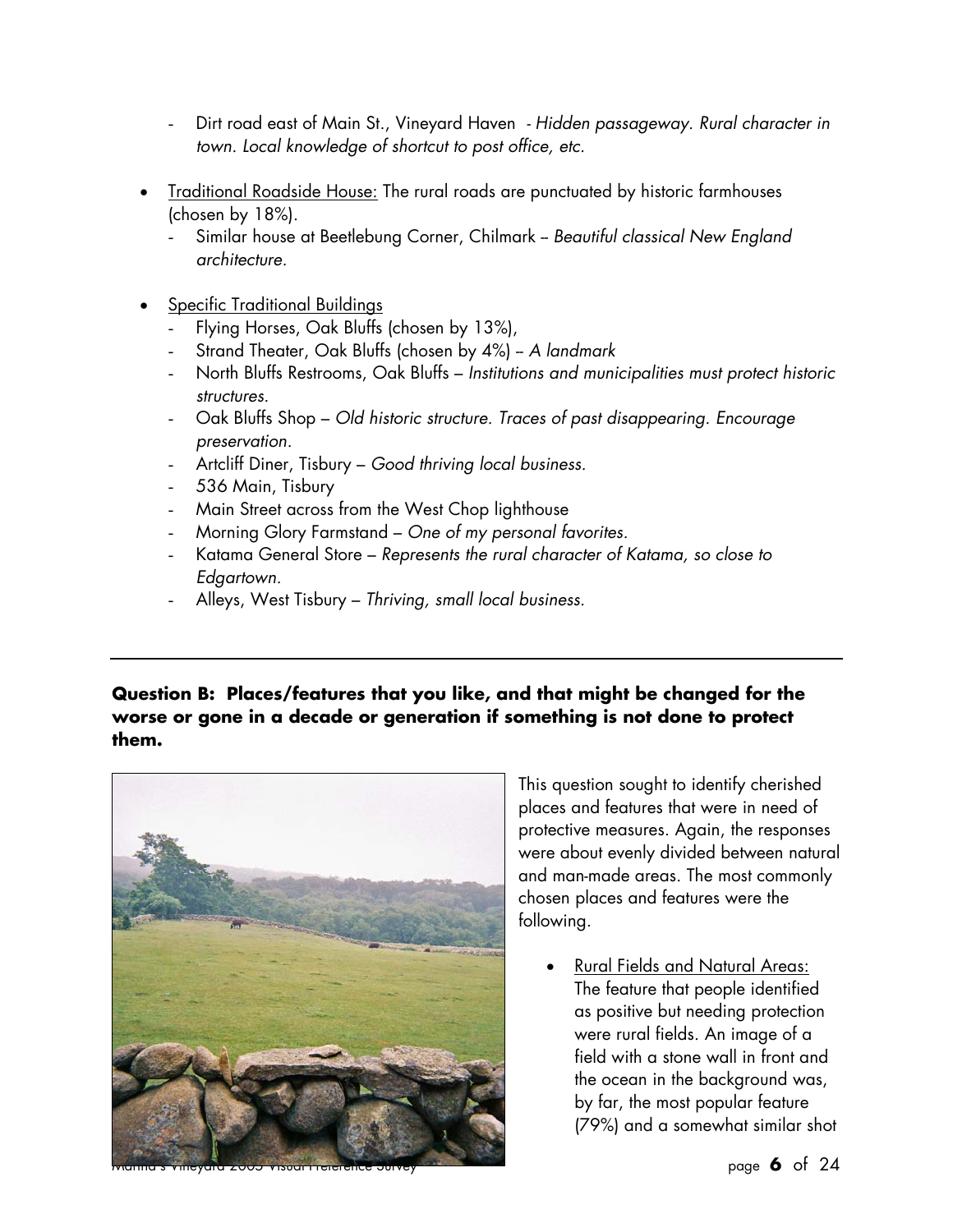- Dirt road east of Main St., Vineyard Haven - *Hidden passageway. Rural character in town. Local knowledge of shortcut to post office, etc.*

- Traditional Roadside House: The rural roads are punctuated by historic farmhouses (chosen by 18%).
  - Similar house at Beetlebung Corner, Chilmark – *Beautiful classical New England architecture.*

- Specific Traditional Buildings
  - Flying Horses, Oak Bluffs (chosen by 13%),
  - Strand Theater, Oak Bluffs (chosen by 4%) – *A landmark*
  - North Bluffs Restrooms, Oak Bluffs – *Institutions and municipalities must protect historic structures.*
  - Oak Bluffs Shop – *Old historic structure. Traces of past disappearing. Encourage preservation.*
  - Artcliff Diner, Tisbury – *Good thriving local business.*
  - 536 Main, Tisbury
  - Main Street across from the West Chop lighthouse
  - Morning Glory Farmstand – *One of my personal favorites.*
  - Katama General Store – *Represents the rural character of Katama, so close to Edgartown.*
  - Alleys, West Tisbury – *Thriving, small local business.*

---

**Question B: Places/features that you like, and that might be changed for the worse or gone in a decade or generation if something is not done to protect them.**

This question sought to identify cherished places and features that were in need of protective measures. Again, the responses were about evenly divided between natural and man-made areas. The most commonly chosen places and features were the following.

- Rural Fields and Natural Areas: The feature that people identified as positive but needing protection were rural fields. An image of a field with a stone wall in front and the ocean in the background was, by far, the most popular feature (79%) and a somewhat similar shot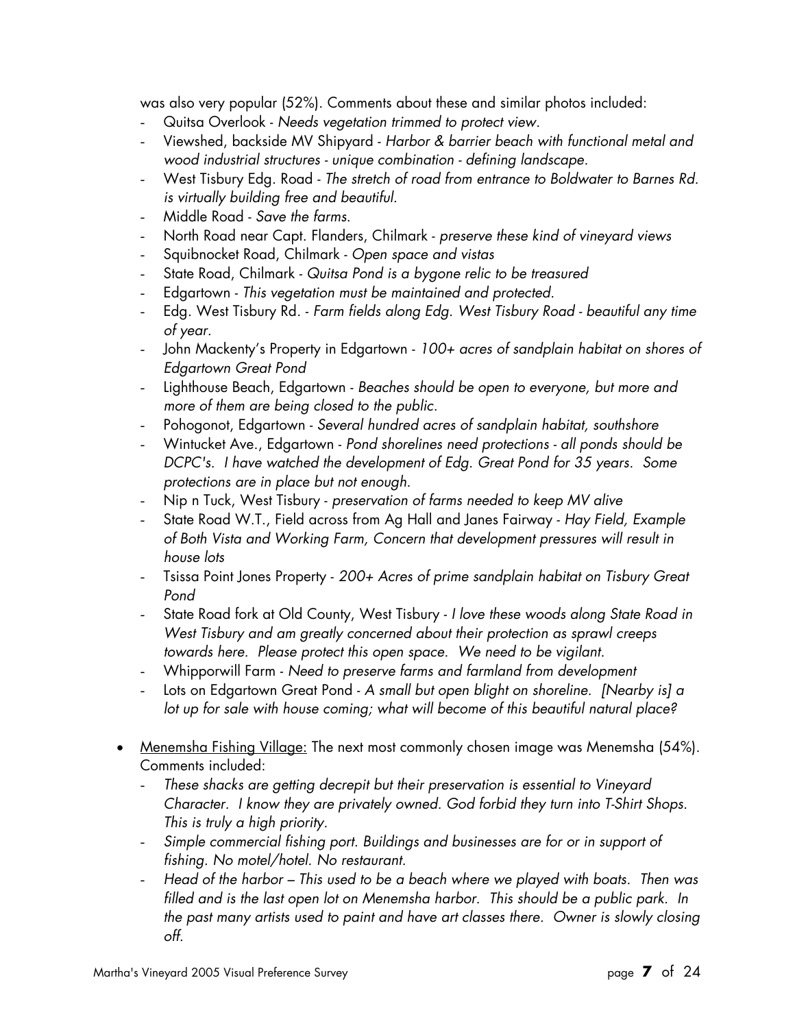was also very popular (52%). Comments about these and similar photos included:

- Quitsa Overlook - *Needs vegetation trimmed to protect view.*
- Viewshed, backside MV Shipyard - *Harbor & barrier beach with functional metal and wood industrial structures - unique combination - defining landscape.*
- West Tisbury Edg. Road - *The stretch of road from entrance to Boldwater to Barnes Rd. is virtually building free and beautiful.*
- Middle Road - *Save the farms.*
- North Road near Capt. Flanders, Chilmark - *preserve these kind of vineyard views*
- Squibnocket Road, Chilmark - *Open space and vistas*
- State Road, Chilmark - *Quitsa Pond is a bygone relic to be treasured*
- Edgartown - *This vegetation must be maintained and protected.*
- Edg. West Tisbury Rd. - *Farm fields along Edg. West Tisbury Road - beautiful any time of year.*
- John Mackenty's Property in Edgartown - *100+ acres of sandplain habitat on shores of Edgartown Great Pond*
- Lighthouse Beach, Edgartown - *Beaches should be open to everyone, but more and more of them are being closed to the public.*
- Pohogonot, Edgartown - *Several hundred acres of sandplain habitat, southshore*
- Wintucket Ave., Edgartown - *Pond shorelines need protections - all ponds should be DCPC's. I have watched the development of Edg. Great Pond for 35 years. Some protections are in place but not enough.*
- Nip n Tuck, West Tisbury - *preservation of farms needed to keep MV alive*
- State Road W.T., Field across from Ag Hall and Janes Fairway - *Hay Field, Example of Both Vista and Working Farm, Concern that development pressures will result in house lots*
- Tsissa Point Jones Property - *200+ Acres of prime sandplain habitat on Tisbury Great Pond*
- State Road fork at Old County, West Tisbury - *I love these woods along State Road in West Tisbury and am greatly concerned about their protection as sprawl creeps towards here. Please protect this open space. We need to be vigilant.*
- Whipporwill Farm - *Need to preserve farms and farmland from development*
- Lots on Edgartown Great Pond - *A small but open blight on shoreline. [Nearby is] a lot up for sale with house coming; what will become of this beautiful natural place?*

- Menemsha Fishing Village: The next most commonly chosen image was Menemsha (54%). Comments included:
  - *These shacks are getting decrepit but their preservation is essential to Vineyard Character. I know they are privately owned. God forbid they turn into T-Shirt Shops. This is truly a high priority.*
  - *Simple commercial fishing port. Buildings and businesses are for or in support of fishing. No motel/hotel. No restaurant.*
  - *Head of the harbor – This used to be a beach where we played with boats. Then was filled and is the last open lot on Menemsha harbor. This should be a public park. In the past many artists used to paint and have art classes there. Owner is slowly closing off.*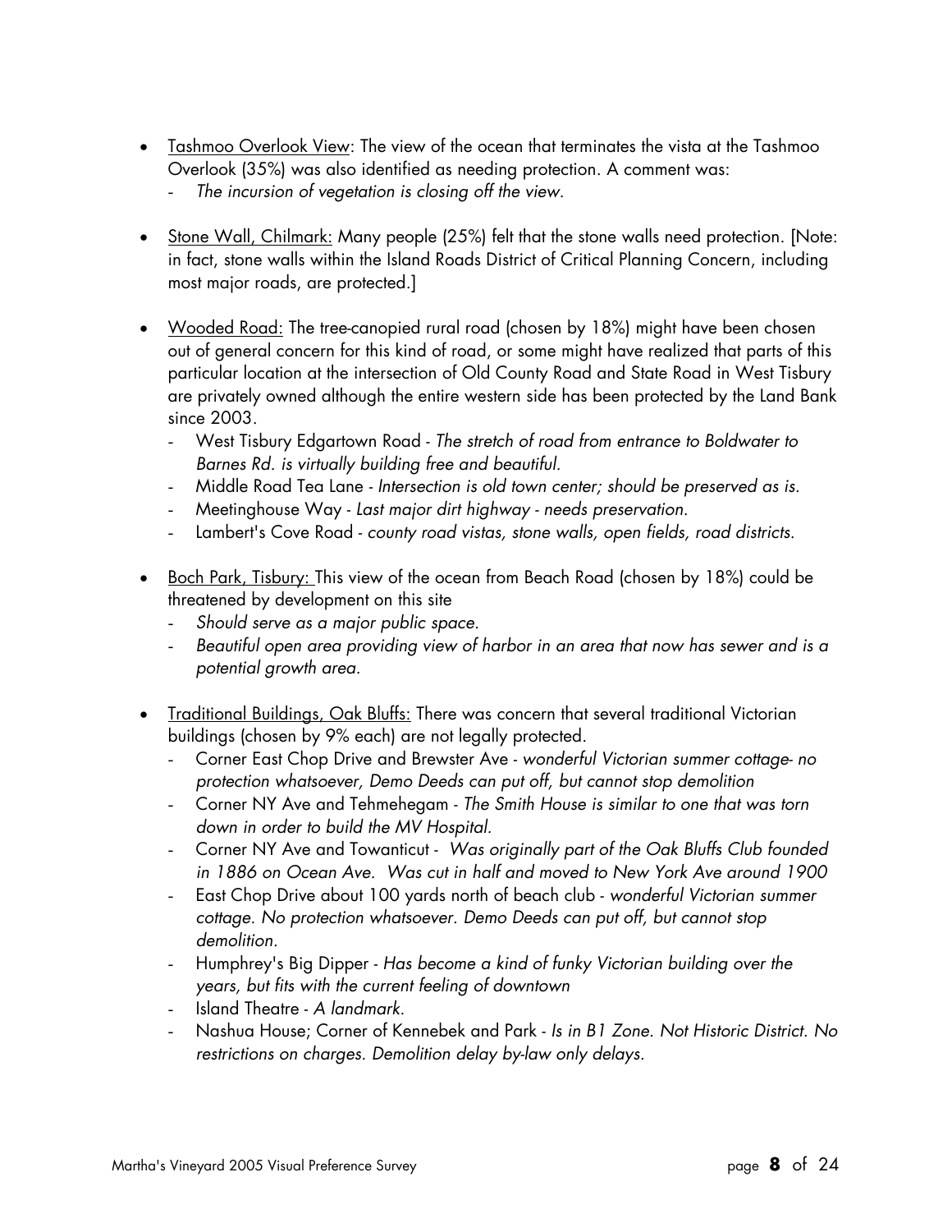- Tashmoo Overlook View: The view of the ocean that terminates the vista at the Tashmoo Overlook (35%) was also identified as needing protection. A comment was:
  - *The incursion of vegetation is closing off the view.*

- Stone Wall, Chilmark: Many people (25%) felt that the stone walls need protection. [Note: in fact, stone walls within the Island Roads District of Critical Planning Concern, including most major roads, are protected.]

- Wooded Road: The tree-canopied rural road (chosen by 18%) might have been chosen out of general concern for this kind of road, or some might have realized that parts of this particular location at the intersection of Old County Road and State Road in West Tisbury are privately owned although the entire western side has been protected by the Land Bank since 2003.
  - West Tisbury Edgartown Road - *The stretch of road from entrance to Boldwater to Barnes Rd. is virtually building free and beautiful.*
  - Middle Road Tea Lane - *Intersection is old town center; should be preserved as is.*
  - Meetinghouse Way - *Last major dirt highway - needs preservation.*
  - Lambert's Cove Road - *county road vistas, stone walls, open fields, road districts.*

- Boch Park, Tisbury: This view of the ocean from Beach Road (chosen by 18%) could be threatened by development on this site
  - *Should serve as a major public space.*
  - *Beautiful open area providing view of harbor in an area that now has sewer and is a potential growth area.*

- Traditional Buildings, Oak Bluffs: There was concern that several traditional Victorian buildings (chosen by 9% each) are not legally protected.
  - Corner East Chop Drive and Brewster Ave - *wonderful Victorian summer cottage- no protection whatsoever, Demo Deeds can put off, but cannot stop demolition*
  - Corner NY Ave and Tehmehegam - *The Smith House is similar to one that was torn down in order to build the MV Hospital.*
  - Corner NY Ave and Towanticut - *Was originally part of the Oak Bluffs Club founded in 1886 on Ocean Ave. Was cut in half and moved to New York Ave around 1900*
  - East Chop Drive about 100 yards north of beach club - *wonderful Victorian summer cottage. No protection whatsoever. Demo Deeds can put off, but cannot stop demolition.*
  - Humphrey's Big Dipper - *Has become a kind of funky Victorian building over the years, but fits with the current feeling of downtown*
  - Island Theatre - *A landmark.*
  - Nashua House; Corner of Kennebek and Park - *Is in B1 Zone. Not Historic District. No restrictions on charges. Demolition delay by-law only delays.*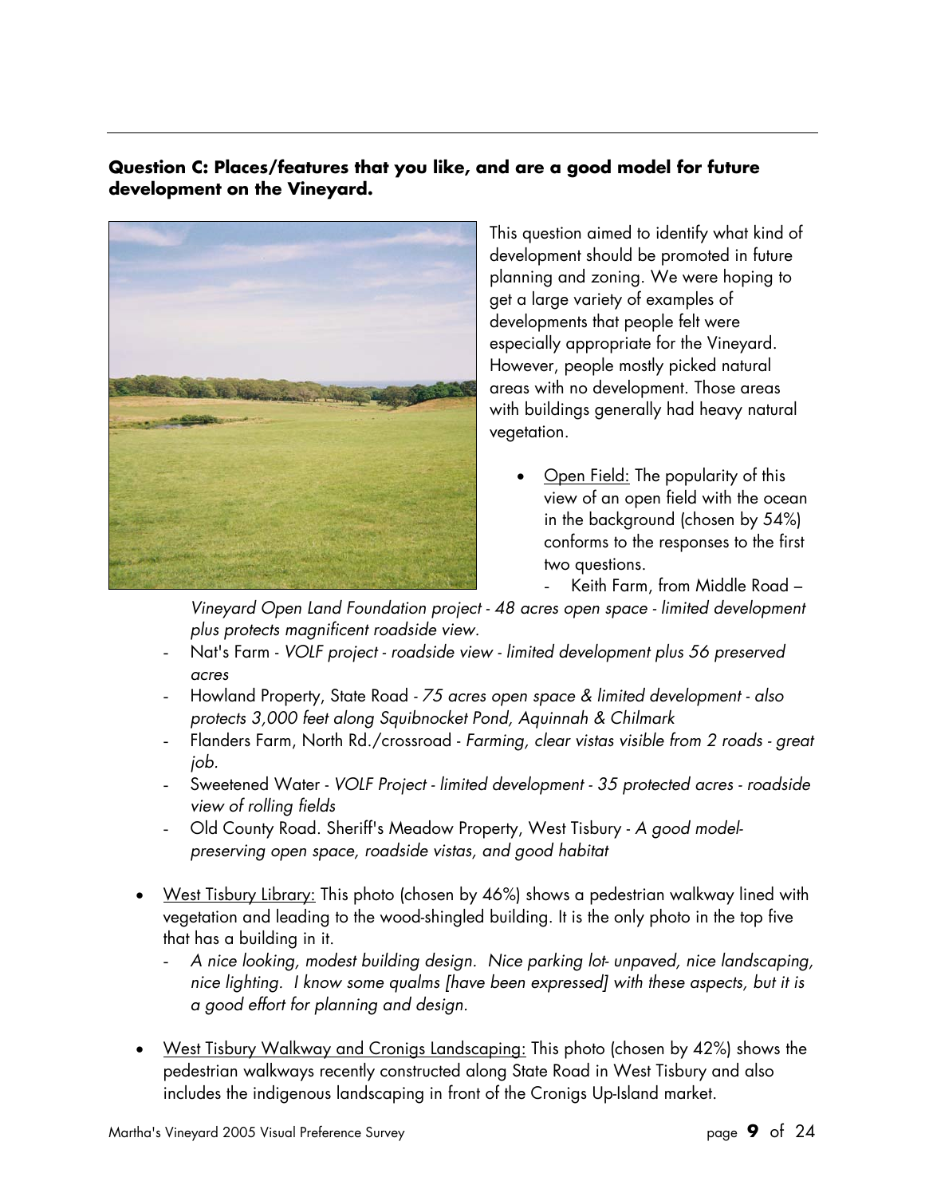**Question C: Places/features that you like, and are a good model for future development on the Vineyard.**

This question aimed to identify what kind of development should be promoted in future planning and zoning. We were hoping to get a large variety of examples of developments that people felt were especially appropriate for the Vineyard. However, people mostly picked natural areas with no development. Those areas with buildings generally had heavy natural vegetation.

- <u>Open Field:</u> The popularity of this view of an open field with the ocean in the background (chosen by 54%) conforms to the responses to the first two questions.
  - Keith Farm, from Middle Road – *Vineyard Open Land Foundation project - 48 acres open space - limited development plus protects magnificent roadside view.*
  - Nat's Farm - *VOLF project - roadside view - limited development plus 56 preserved acres*
  - Howland Property, State Road - *75 acres open space & limited development - also protects 3,000 feet along Squibnocket Pond, Aquinnah & Chilmark*
  - Flanders Farm, North Rd./crossroad - *Farming, clear vistas visible from 2 roads - great job.*
  - Sweetened Water - *VOLF Project - limited development - 35 protected acres - roadside view of rolling fields*
  - Old County Road. Sheriff's Meadow Property, West Tisbury - *A good model- preserving open space, roadside vistas, and good habitat*

- <u>West Tisbury Library:</u> This photo (chosen by 46%) shows a pedestrian walkway lined with vegetation and leading to the wood-shingled building. It is the only photo in the top five that has a building in it.
  - *A nice looking, modest building design. Nice parking lot- unpaved, nice landscaping, nice lighting. I know some qualms [have been expressed] with these aspects, but it is a good effort for planning and design.*

- <u>West Tisbury Walkway and Cronigs Landscaping:</u> This photo (chosen by 42%) shows the pedestrian walkways recently constructed along State Road in West Tisbury and also includes the indigenous landscaping in front of the Cronigs Up-Island market.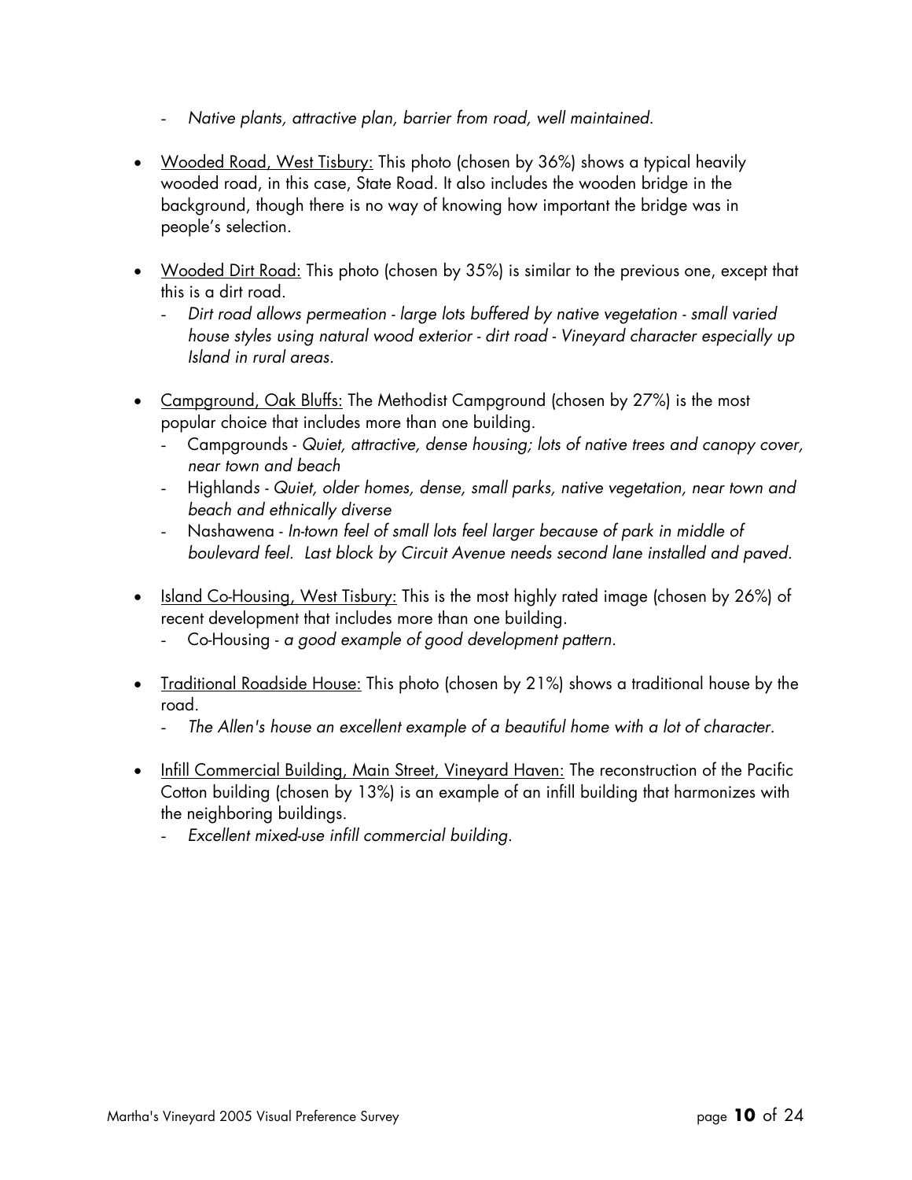- *Native plants, attractive plan, barrier from road, well maintained.*

- Wooded Road, West Tisbury: This photo (chosen by 36%) shows a typical heavily wooded road, in this case, State Road. It also includes the wooden bridge in the background, though there is no way of knowing how important the bridge was in people's selection.

- Wooded Dirt Road: This photo (chosen by 35%) is similar to the previous one, except that this is a dirt road.
  - *Dirt road allows permeation - large lots buffered by native vegetation - small varied house styles using natural wood exterior - dirt road - Vineyard character especially up Island in rural areas.*

- Campground, Oak Bluffs: The Methodist Campground (chosen by 27%) is the most popular choice that includes more than one building.
  - Campgrounds - *Quiet, attractive, dense housing; lots of native trees and canopy cover, near town and beach*
  - Highlands - *Quiet, older homes, dense, small parks, native vegetation, near town and beach and ethnically diverse*
  - Nashawena - *In-town feel of small lots feel larger because of park in middle of boulevard feel. Last block by Circuit Avenue needs second lane installed and paved.*

- Island Co-Housing, West Tisbury: This is the most highly rated image (chosen by 26%) of recent development that includes more than one building.
  - Co-Housing - *a good example of good development pattern.*

- Traditional Roadside House: This photo (chosen by 21%) shows a traditional house by the road.
  - *The Allen's house an excellent example of a beautiful home with a lot of character.*

- Infill Commercial Building, Main Street, Vineyard Haven: The reconstruction of the Pacific Cotton building (chosen by 13%) is an example of an infill building that harmonizes with the neighboring buildings.
  - *Excellent mixed-use infill commercial building.*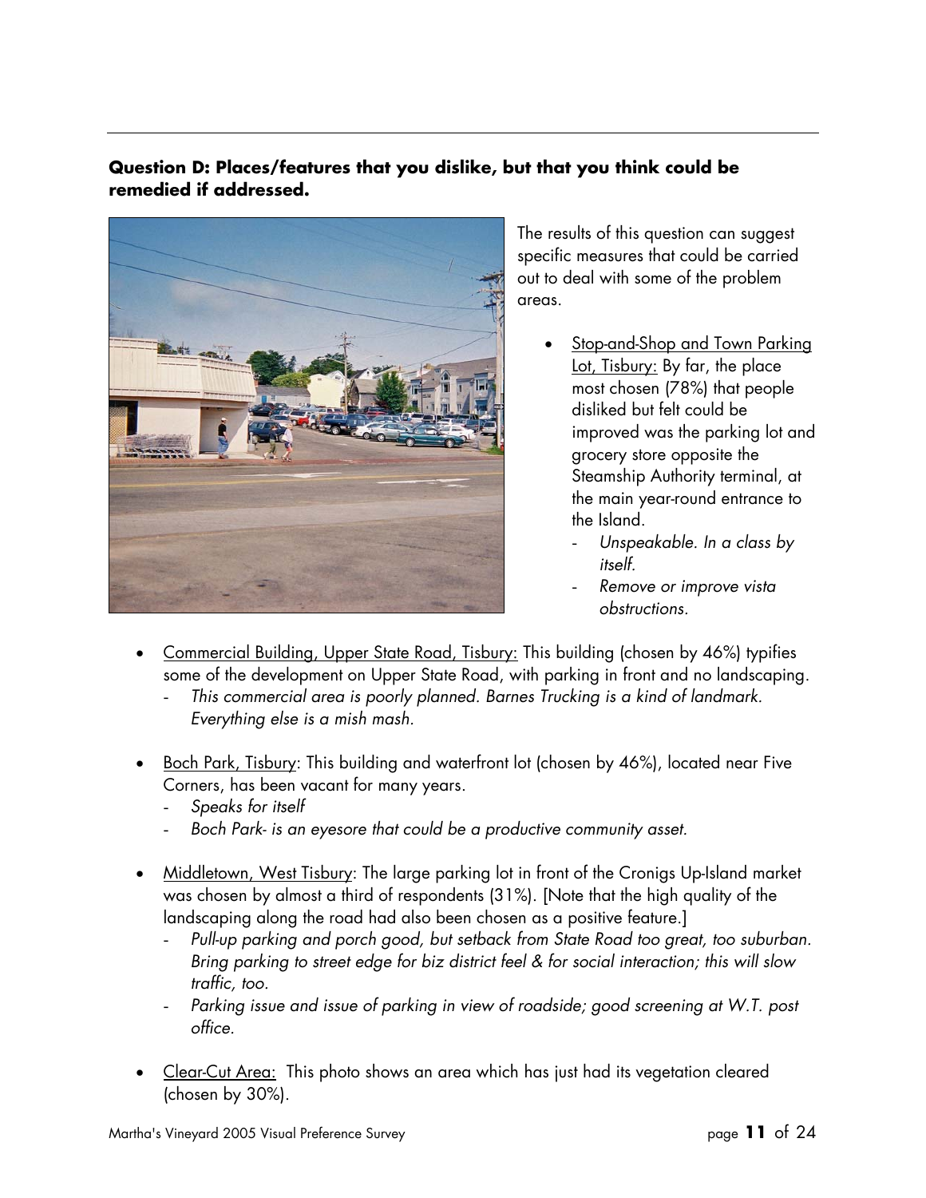**Question D: Places/features that you dislike, but that you think could be remedied if addressed.**

The results of this question can suggest specific measures that could be carried out to deal with some of the problem areas.

- Stop-and-Shop and Town Parking Lot, Tisbury: By far, the place most chosen (78%) that people disliked but felt could be improved was the parking lot and grocery store opposite the Steamship Authority terminal, at the main year-round entrance to the Island.
  - *Unspeakable. In a class by itself.*
  - *Remove or improve vista obstructions.*

- Commercial Building, Upper State Road, Tisbury: This building (chosen by 46%) typifies some of the development on Upper State Road, with parking in front and no landscaping.
  - *This commercial area is poorly planned. Barnes Trucking is a kind of landmark. Everything else is a mish mash.*

- Boch Park, Tisbury: This building and waterfront lot (chosen by 46%), located near Five Corners, has been vacant for many years.
  - *Speaks for itself*
  - *Boch Park- is an eyesore that could be a productive community asset.*

- Middletown, West Tisbury: The large parking lot in front of the Cronigs Up-Island market was chosen by almost a third of respondents (31%). [Note that the high quality of the landscaping along the road had also been chosen as a positive feature.]
  - *Pull-up parking and porch good, but setback from State Road too great, too suburban. Bring parking to street edge for biz district feel & for social interaction; this will slow traffic, too.*
  - *Parking issue and issue of parking in view of roadside; good screening at W.T. post office.*

- Clear-Cut Area: This photo shows an area which has just had its vegetation cleared (chosen by 30%).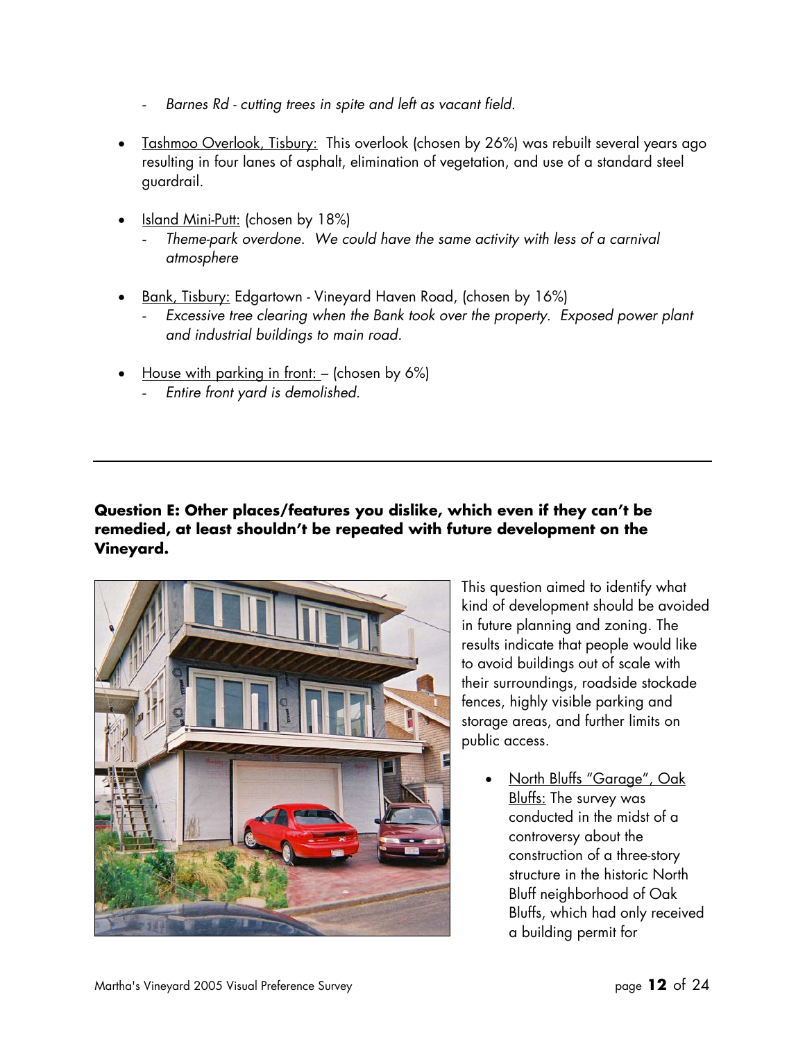- *Barnes Rd - cutting trees in spite and left as vacant field.*

- Tashmoo Overlook, Tisbury: This overlook (chosen by 26%) was rebuilt several years ago resulting in four lanes of asphalt, elimination of vegetation, and use of a standard steel guardrail.

- Island Mini-Putt: (chosen by 18%)
  - *Theme-park overdone. We could have the same activity with less of a carnival atmosphere*

- Bank, Tisbury: Edgartown - Vineyard Haven Road, (chosen by 16%)
  - *Excessive tree clearing when the Bank took over the property. Exposed power plant and industrial buildings to main road.*

- House with parking in front: – (chosen by 6%)
  - *Entire front yard is demolished.*

---

**Question E: Other places/features you dislike, which even if they can't be remedied, at least shouldn't be repeated with future development on the Vineyard.**

This question aimed to identify what kind of development should be avoided in future planning and zoning. The results indicate that people would like to avoid buildings out of scale with their surroundings, roadside stockade fences, highly visible parking and storage areas, and further limits on public access.

- North Bluffs "Garage", Oak Bluffs: The survey was conducted in the midst of a controversy about the construction of a three-story structure in the historic North Bluff neighborhood of Oak Bluffs, which had only received a building permit for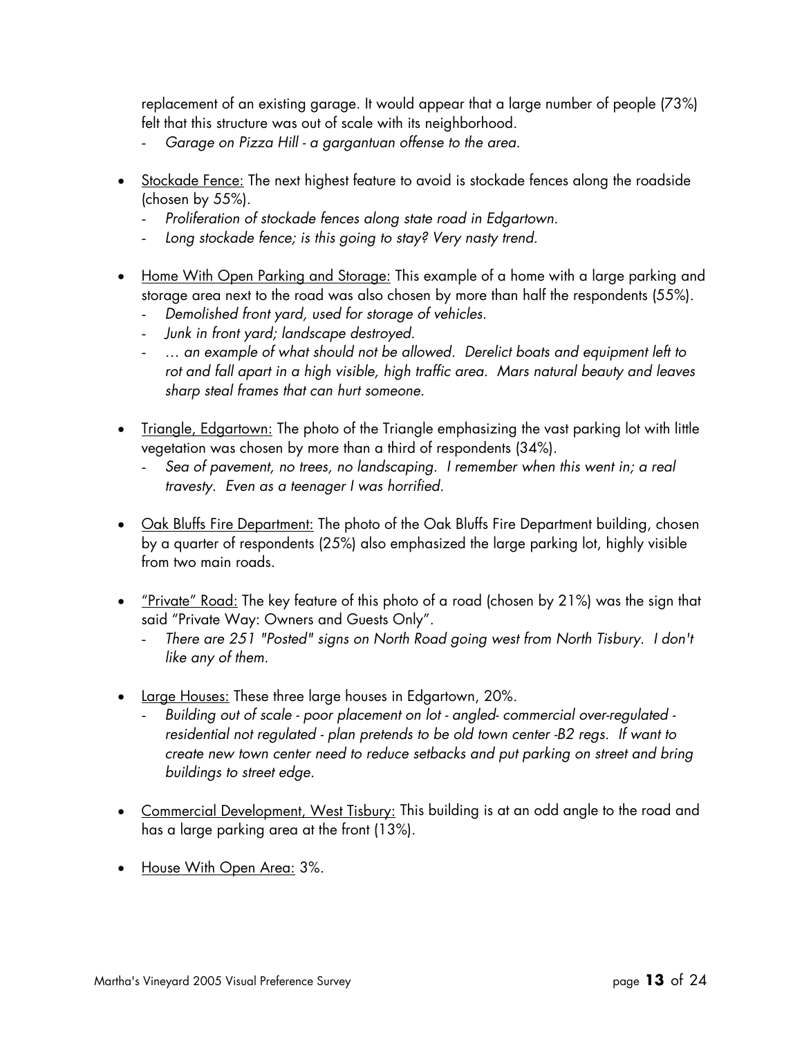replacement of an existing garage. It would appear that a large number of people (73%) felt that this structure was out of scale with its neighborhood.

- *Garage on Pizza Hill - a gargantuan offense to the area.*

- Stockade Fence: The next highest feature to avoid is stockade fences along the roadside (chosen by 55%).
  - *Proliferation of stockade fences along state road in Edgartown.*
  - *Long stockade fence; is this going to stay? Very nasty trend.*

- Home With Open Parking and Storage: This example of a home with a large parking and storage area next to the road was also chosen by more than half the respondents (55%).
  - *Demolished front yard, used for storage of vehicles.*
  - *Junk in front yard; landscape destroyed.*
  - *… an example of what should not be allowed. Derelict boats and equipment left to rot and fall apart in a high visible, high traffic area. Mars natural beauty and leaves sharp steal frames that can hurt someone.*

- Triangle, Edgartown: The photo of the Triangle emphasizing the vast parking lot with little vegetation was chosen by more than a third of respondents (34%).
  - *Sea of pavement, no trees, no landscaping. I remember when this went in; a real travesty. Even as a teenager I was horrified.*

- Oak Bluffs Fire Department: The photo of the Oak Bluffs Fire Department building, chosen by a quarter of respondents (25%) also emphasized the large parking lot, highly visible from two main roads.

- "Private" Road: The key feature of this photo of a road (chosen by 21%) was the sign that said "Private Way: Owners and Guests Only".
  - *There are 251 "Posted" signs on North Road going west from North Tisbury. I don't like any of them.*

- Large Houses: These three large houses in Edgartown, 20%.
  - *Building out of scale - poor placement on lot - angled- commercial over-regulated - residential not regulated - plan pretends to be old town center -B2 regs. If want to create new town center need to reduce setbacks and put parking on street and bring buildings to street edge.*

- Commercial Development, West Tisbury: This building is at an odd angle to the road and has a large parking area at the front (13%).

- House With Open Area: 3%.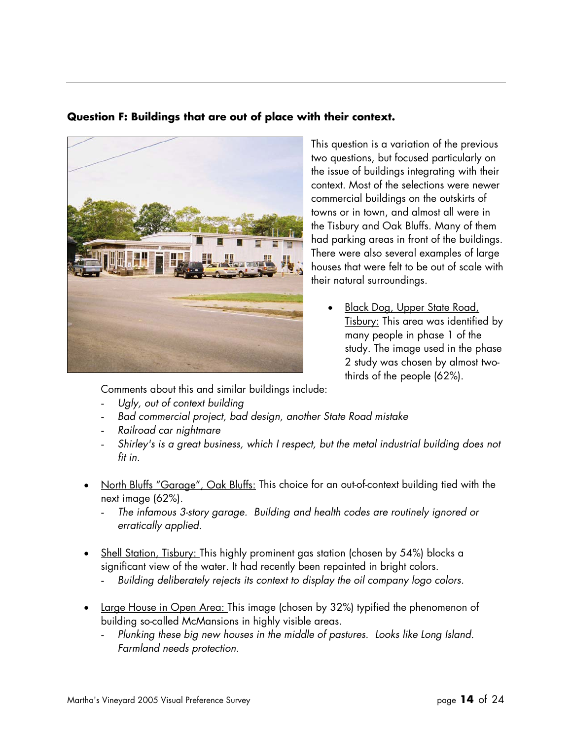**Question F: Buildings that are out of place with their context.**

This question is a variation of the previous two questions, but focused particularly on the issue of buildings integrating with their context. Most of the selections were newer commercial buildings on the outskirts of towns or in town, and almost all were in the Tisbury and Oak Bluffs. Many of them had parking areas in front of the buildings. There were also several examples of large houses that were felt to be out of scale with their natural surroundings.

- Black Dog, Upper State Road, Tisbury: This area was identified by many people in phase 1 of the study. The image used in the phase 2 study was chosen by almost two-thirds of the people (62%).

  Comments about this and similar buildings include:
  - *Ugly, out of context building*
  - *Bad commercial project, bad design, another State Road mistake*
  - *Railroad car nightmare*
  - *Shirley's is a great business, which I respect, but the metal industrial building does not fit in.*

- North Bluffs "Garage", Oak Bluffs: This choice for an out-of-context building tied with the next image (62%).
  - *The infamous 3-story garage. Building and health codes are routinely ignored or erratically applied.*

- Shell Station, Tisbury: This highly prominent gas station (chosen by 54%) blocks a significant view of the water. It had recently been repainted in bright colors.
  - *Building deliberately rejects its context to display the oil company logo colors.*

- Large House in Open Area: This image (chosen by 32%) typified the phenomenon of building so-called McMansions in highly visible areas.
  - *Plunking these big new houses in the middle of pastures. Looks like Long Island. Farmland needs protection.*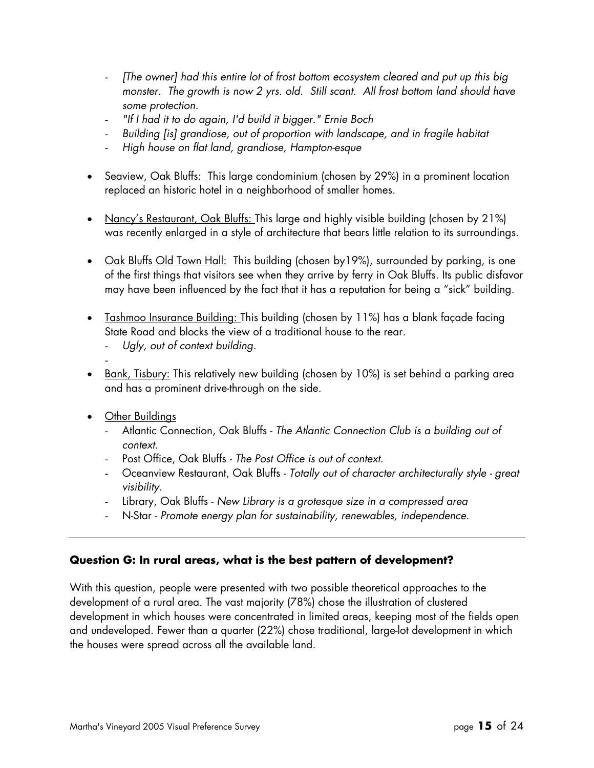- *[The owner] had this entire lot of frost bottom ecosystem cleared and put up this big monster. The growth is now 2 yrs. old. Still scant. All frost bottom land should have some protection.*
- *"If I had it to do again, I'd build it bigger." Ernie Boch*
- *Building [is] grandiose, out of proportion with landscape, and in fragile habitat*
- *High house on flat land, grandiose, Hampton-esque*

- <u>Seaview, Oak Bluffs:</u> This large condominium (chosen by 29%) in a prominent location replaced an historic hotel in a neighborhood of smaller homes.

- <u>Nancy's Restaurant, Oak Bluffs:</u> This large and highly visible building (chosen by 21%) was recently enlarged in a style of architecture that bears little relation to its surroundings.

- <u>Oak Bluffs Old Town Hall:</u> This building (chosen by19%), surrounded by parking, is one of the first things that visitors see when they arrive by ferry in Oak Bluffs. Its public disfavor may have been influenced by the fact that it has a reputation for being a "sick" building.

- <u>Tashmoo Insurance Building:</u> This building (chosen by 11%) has a blank façade facing State Road and blocks the view of a traditional house to the rear.
  - *Ugly, out of context building.*
  -

- <u>Bank, Tisbury:</u> This relatively new building (chosen by 10%) is set behind a parking area and has a prominent drive-through on the side.

- <u>Other Buildings</u>
  - Atlantic Connection, Oak Bluffs - *The Atlantic Connection Club is a building out of context.*
  - Post Office, Oak Bluffs - *The Post Office is out of context.*
  - Oceanview Restaurant, Oak Bluffs - *Totally out of character architecturally style - great visibility.*
  - Library, Oak Bluffs - *New Library is a grotesque size in a compressed area*
  - N-Star - *Promote energy plan for sustainability, renewables, independence.*

---

**Question G: In rural areas, what is the best pattern of development?**

With this question, people were presented with two possible theoretical approaches to the development of a rural area. The vast majority (78%) chose the illustration of clustered development in which houses were concentrated in limited areas, keeping most of the fields open and undeveloped. Fewer than a quarter (22%) chose traditional, large-lot development in which the houses were spread across all the available land.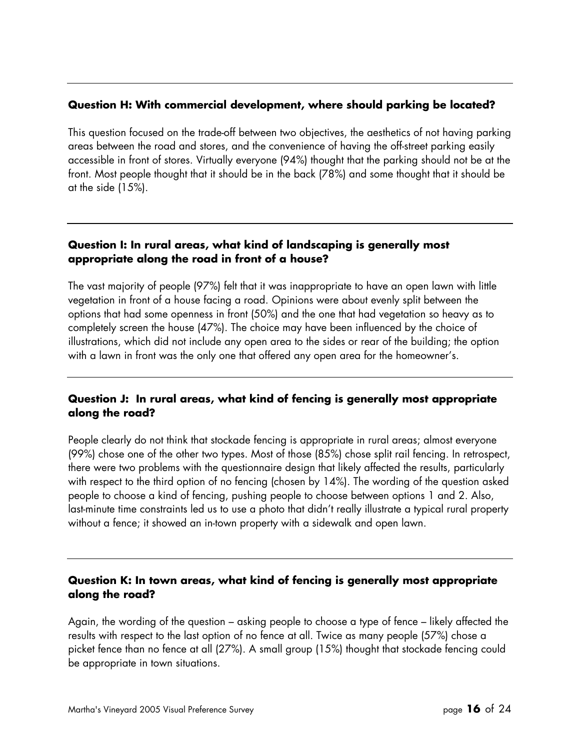### Question H: With commercial development, where should parking be located?

This question focused on the trade-off between two objectives, the aesthetics of not having parking areas between the road and stores, and the convenience of having the off-street parking easily accessible in front of stores. Virtually everyone (94%) thought that the parking should not be at the front. Most people thought that it should be in the back (78%) and some thought that it should be at the side (15%).

### Question I: In rural areas, what kind of landscaping is generally most appropriate along the road in front of a house?

The vast majority of people (97%) felt that it was inappropriate to have an open lawn with little vegetation in front of a house facing a road. Opinions were about evenly split between the options that had some openness in front (50%) and the one that had vegetation so heavy as to completely screen the house (47%). The choice may have been influenced by the choice of illustrations, which did not include any open area to the sides or rear of the building; the option with a lawn in front was the only one that offered any open area for the homeowner's.

### Question J: In rural areas, what kind of fencing is generally most appropriate along the road?

People clearly do not think that stockade fencing is appropriate in rural areas; almost everyone (99%) chose one of the other two types. Most of those (85%) chose split rail fencing. In retrospect, there were two problems with the questionnaire design that likely affected the results, particularly with respect to the third option of no fencing (chosen by 14%). The wording of the question asked people to choose a kind of fencing, pushing people to choose between options 1 and 2. Also, last-minute time constraints led us to use a photo that didn't really illustrate a typical rural property without a fence; it showed an in-town property with a sidewalk and open lawn.

### Question K: In town areas, what kind of fencing is generally most appropriate along the road?

Again, the wording of the question – asking people to choose a type of fence – likely affected the results with respect to the last option of no fence at all. Twice as many people (57%) chose a picket fence than no fence at all (27%). A small group (15%) thought that stockade fencing could be appropriate in town situations.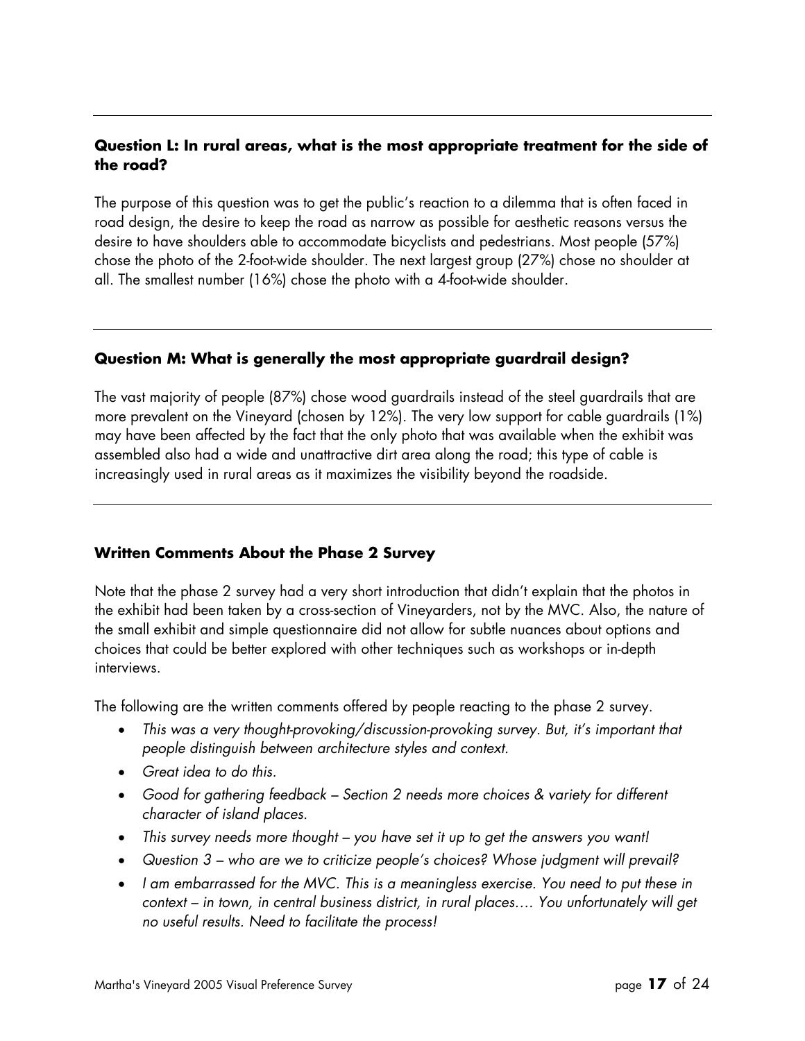---

**Question L: In rural areas, what is the most appropriate treatment for the side of the road?**

The purpose of this question was to get the public's reaction to a dilemma that is often faced in road design, the desire to keep the road as narrow as possible for aesthetic reasons versus the desire to have shoulders able to accommodate bicyclists and pedestrians. Most people (57%) chose the photo of the 2-foot-wide shoulder. The next largest group (27%) chose no shoulder at all. The smallest number (16%) chose the photo with a 4-foot-wide shoulder.

---

**Question M: What is generally the most appropriate guardrail design?**

The vast majority of people (87%) chose wood guardrails instead of the steel guardrails that are more prevalent on the Vineyard (chosen by 12%). The very low support for cable guardrails (1%) may have been affected by the fact that the only photo that was available when the exhibit was assembled also had a wide and unattractive dirt area along the road; this type of cable is increasingly used in rural areas as it maximizes the visibility beyond the roadside.

---

**Written Comments About the Phase 2 Survey**

Note that the phase 2 survey had a very short introduction that didn't explain that the photos in the exhibit had been taken by a cross-section of Vineyarders, not by the MVC. Also, the nature of the small exhibit and simple questionnaire did not allow for subtle nuances about options and choices that could be better explored with other techniques such as workshops or in-depth interviews.

The following are the written comments offered by people reacting to the phase 2 survey.

- *This was a very thought-provoking/discussion-provoking survey. But, it's important that people distinguish between architecture styles and context.*
- *Great idea to do this.*
- *Good for gathering feedback – Section 2 needs more choices & variety for different character of island places.*
- *This survey needs more thought – you have set it up to get the answers you want!*
- *Question 3 – who are we to criticize people's choices? Whose judgment will prevail?*
- *I am embarrassed for the MVC. This is a meaningless exercise. You need to put these in context – in town, in central business district, in rural places…. You unfortunately will get no useful results. Need to facilitate the process!*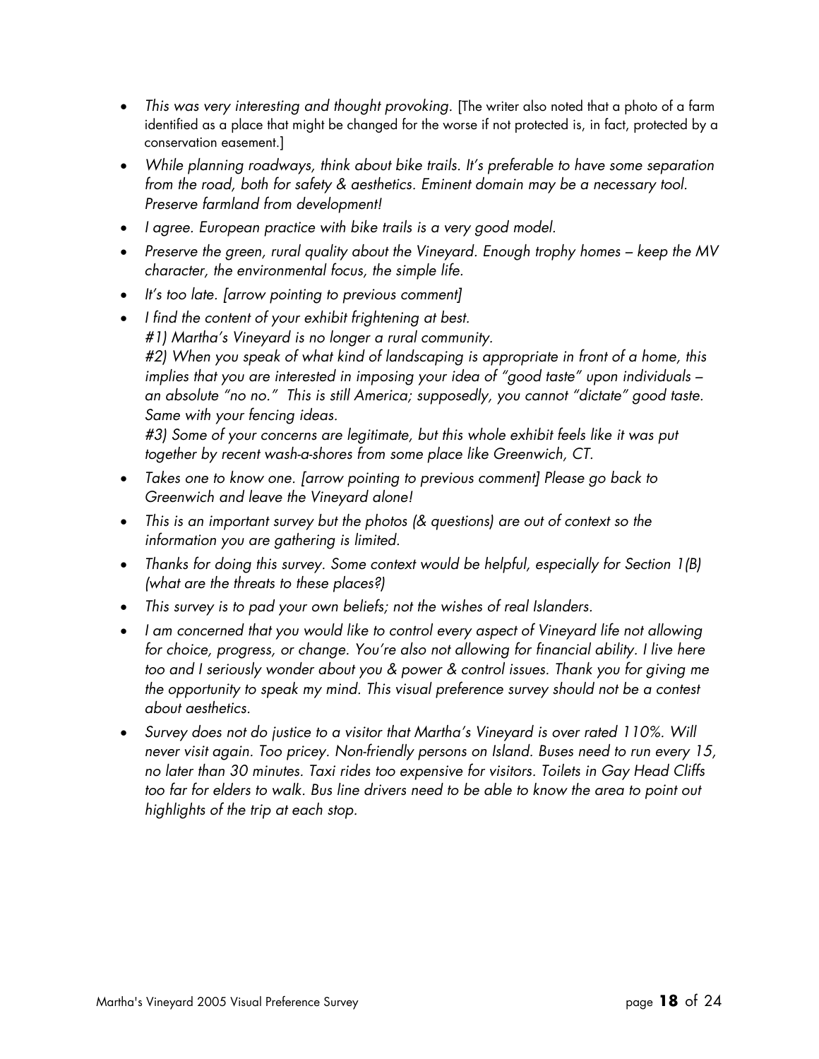- *This was very interesting and thought provoking.* [The writer also noted that a photo of a farm identified as a place that might be changed for the worse if not protected is, in fact, protected by a conservation easement.]
- *While planning roadways, think about bike trails. It's preferable to have some separation from the road, both for safety & aesthetics. Eminent domain may be a necessary tool. Preserve farmland from development!*
- *I agree. European practice with bike trails is a very good model.*
- *Preserve the green, rural quality about the Vineyard. Enough trophy homes – keep the MV character, the environmental focus, the simple life.*
- *It's too late. [arrow pointing to previous comment]*
- *I find the content of your exhibit frightening at best.*
  *#1) Martha's Vineyard is no longer a rural community.*
  *#2) When you speak of what kind of landscaping is appropriate in front of a home, this implies that you are interested in imposing your idea of "good taste" upon individuals – an absolute "no no." This is still America; supposedly, you cannot "dictate" good taste. Same with your fencing ideas.*
  *#3) Some of your concerns are legitimate, but this whole exhibit feels like it was put together by recent wash-a-shores from some place like Greenwich, CT.*
- *Takes one to know one. [arrow pointing to previous comment] Please go back to Greenwich and leave the Vineyard alone!*
- *This is an important survey but the photos (& questions) are out of context so the information you are gathering is limited.*
- *Thanks for doing this survey. Some context would be helpful, especially for Section 1(B) (what are the threats to these places?)*
- *This survey is to pad your own beliefs; not the wishes of real Islanders.*
- *I am concerned that you would like to control every aspect of Vineyard life not allowing for choice, progress, or change. You're also not allowing for financial ability. I live here too and I seriously wonder about you & power & control issues. Thank you for giving me the opportunity to speak my mind. This visual preference survey should not be a contest about aesthetics.*
- *Survey does not do justice to a visitor that Martha's Vineyard is over rated 110%. Will never visit again. Too pricey. Non-friendly persons on Island. Buses need to run every 15, no later than 30 minutes. Taxi rides too expensive for visitors. Toilets in Gay Head Cliffs too far for elders to walk. Bus line drivers need to be able to know the area to point out highlights of the trip at each stop.*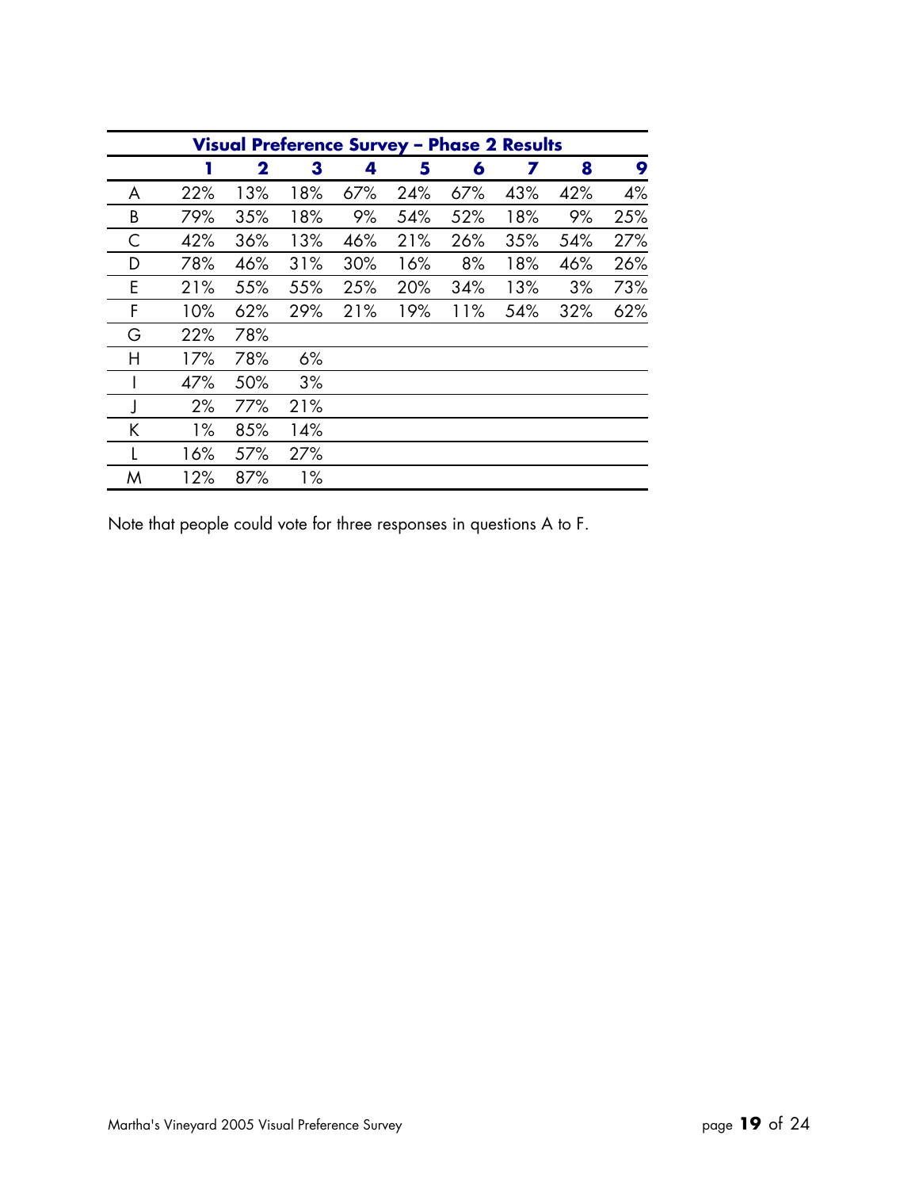| Visual Preference Survey – Phase 2 Results | | | | | | | | | |
|---|---|---|---|---|---|---|---|---|---|
| | **1** | **2** | **3** | **4** | **5** | **6** | **7** | **8** | **9** |
| A | 22% | 13% | 18% | 67% | 24% | 67% | 43% | 42% | 4% |
| B | 79% | 35% | 18% | 9% | 54% | 52% | 18% | 9% | 25% |
| C | 42% | 36% | 13% | 46% | 21% | 26% | 35% | 54% | 27% |
| D | 78% | 46% | 31% | 30% | 16% | 8% | 18% | 46% | 26% |
| E | 21% | 55% | 55% | 25% | 20% | 34% | 13% | 3% | 73% |
| F | 10% | 62% | 29% | 21% | 19% | 11% | 54% | 32% | 62% |
| G | 22% | 78% | | | | | | | |
| H | 17% | 78% | 6% | | | | | | |
| I | 47% | 50% | 3% | | | | | | |
| J | 2% | 77% | 21% | | | | | | |
| K | 1% | 85% | 14% | | | | | | |
| L | 16% | 57% | 27% | | | | | | |
| M | 12% | 87% | 1% | | | | | | |

Note that people could vote for three responses in questions A to F.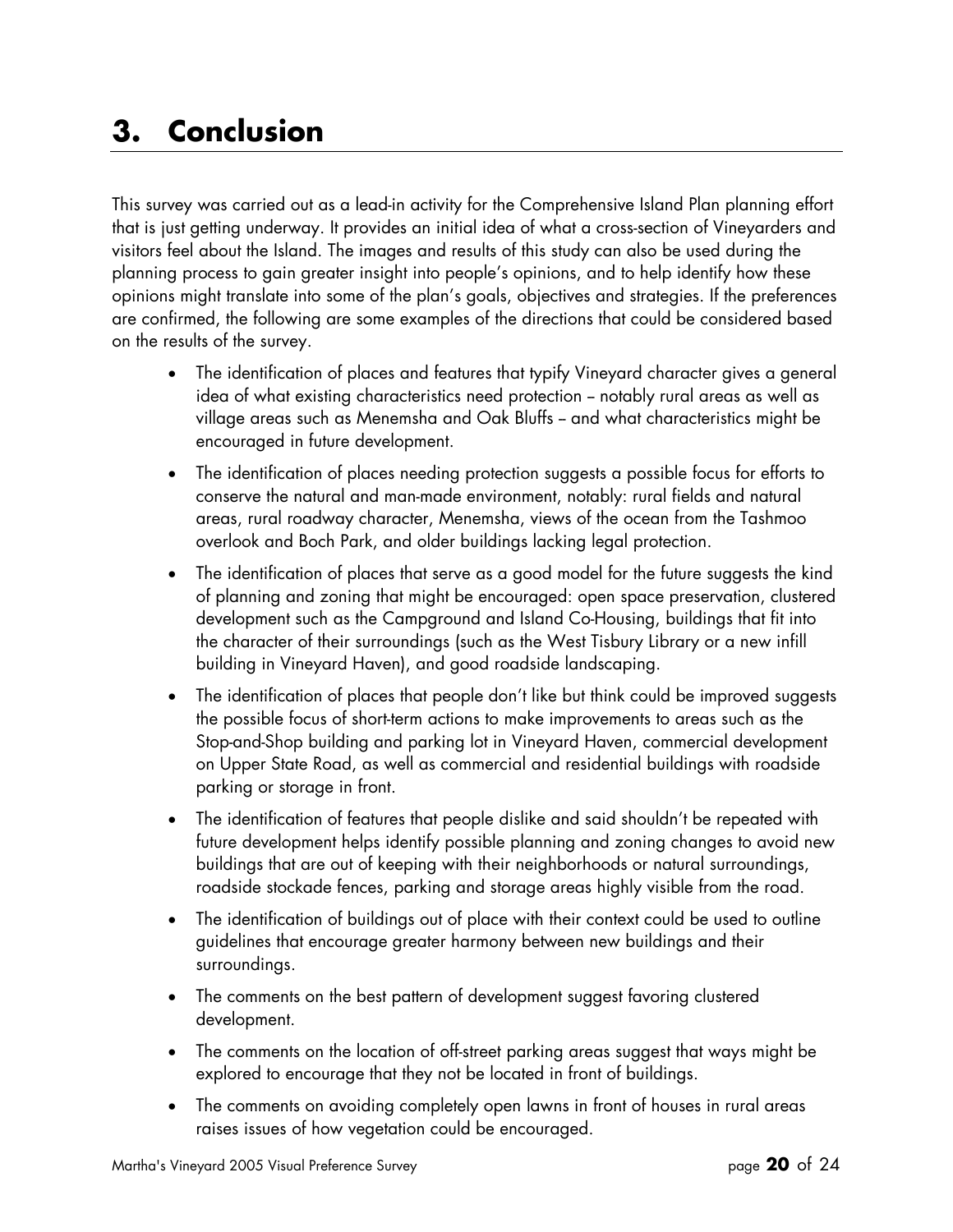# 3. Conclusion

This survey was carried out as a lead-in activity for the Comprehensive Island Plan planning effort that is just getting underway. It provides an initial idea of what a cross-section of Vineyarders and visitors feel about the Island. The images and results of this study can also be used during the planning process to gain greater insight into people's opinions, and to help identify how these opinions might translate into some of the plan's goals, objectives and strategies. If the preferences are confirmed, the following are some examples of the directions that could be considered based on the results of the survey.

- The identification of places and features that typify Vineyard character gives a general idea of what existing characteristics need protection – notably rural areas as well as village areas such as Menemsha and Oak Bluffs – and what characteristics might be encouraged in future development.
- The identification of places needing protection suggests a possible focus for efforts to conserve the natural and man-made environment, notably: rural fields and natural areas, rural roadway character, Menemsha, views of the ocean from the Tashmoo overlook and Boch Park, and older buildings lacking legal protection.
- The identification of places that serve as a good model for the future suggests the kind of planning and zoning that might be encouraged: open space preservation, clustered development such as the Campground and Island Co-Housing, buildings that fit into the character of their surroundings (such as the West Tisbury Library or a new infill building in Vineyard Haven), and good roadside landscaping.
- The identification of places that people don't like but think could be improved suggests the possible focus of short-term actions to make improvements to areas such as the Stop-and-Shop building and parking lot in Vineyard Haven, commercial development on Upper State Road, as well as commercial and residential buildings with roadside parking or storage in front.
- The identification of features that people dislike and said shouldn't be repeated with future development helps identify possible planning and zoning changes to avoid new buildings that are out of keeping with their neighborhoods or natural surroundings, roadside stockade fences, parking and storage areas highly visible from the road.
- The identification of buildings out of place with their context could be used to outline guidelines that encourage greater harmony between new buildings and their surroundings.
- The comments on the best pattern of development suggest favoring clustered development.
- The comments on the location of off-street parking areas suggest that ways might be explored to encourage that they not be located in front of buildings.
- The comments on avoiding completely open lawns in front of houses in rural areas raises issues of how vegetation could be encouraged.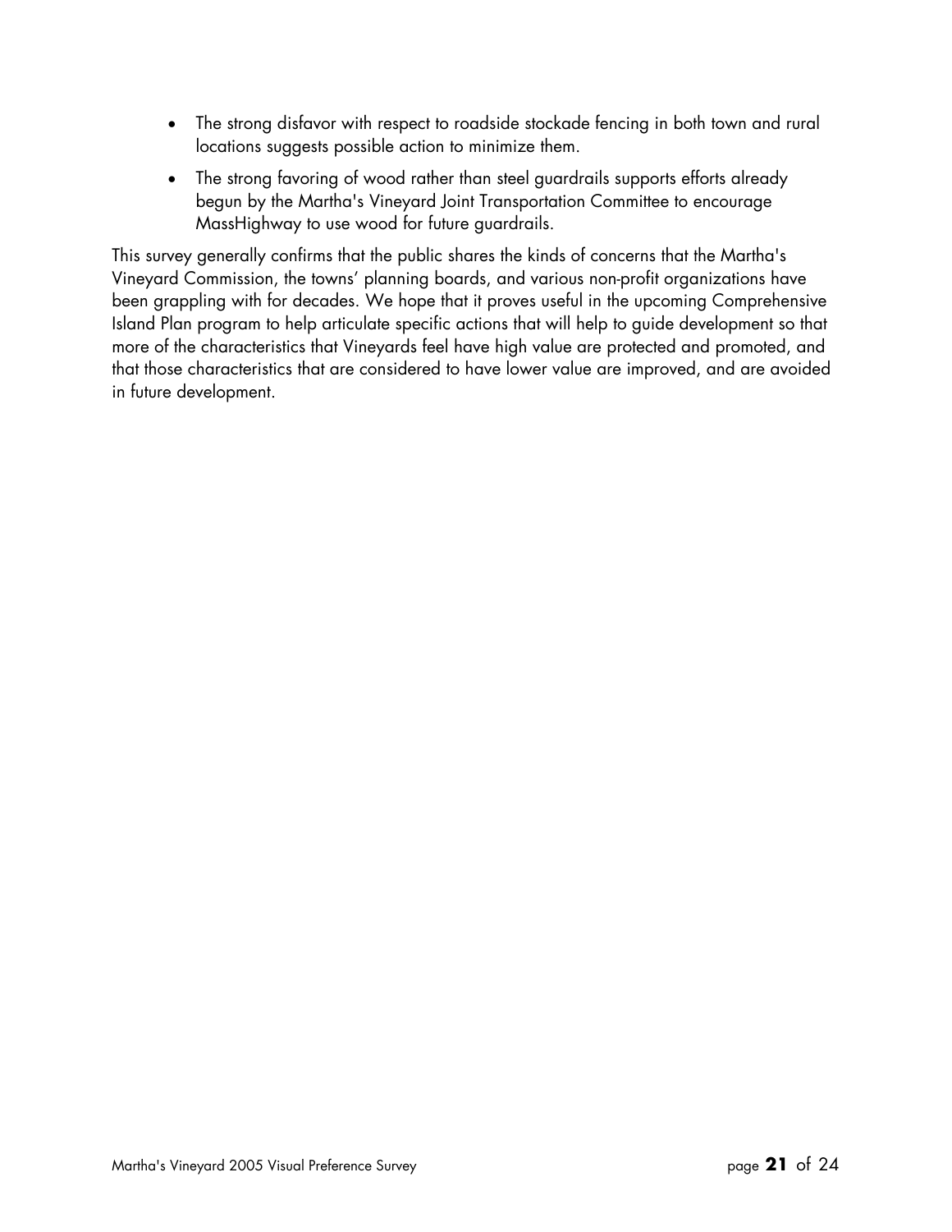- The strong disfavor with respect to roadside stockade fencing in both town and rural locations suggests possible action to minimize them.
- The strong favoring of wood rather than steel guardrails supports efforts already begun by the Martha's Vineyard Joint Transportation Committee to encourage MassHighway to use wood for future guardrails.

This survey generally confirms that the public shares the kinds of concerns that the Martha's Vineyard Commission, the towns' planning boards, and various non-profit organizations have been grappling with for decades. We hope that it proves useful in the upcoming Comprehensive Island Plan program to help articulate specific actions that will help to guide development so that more of the characteristics that Vineyards feel have high value are protected and promoted, and that those characteristics that are considered to have lower value are improved, and are avoided in future development.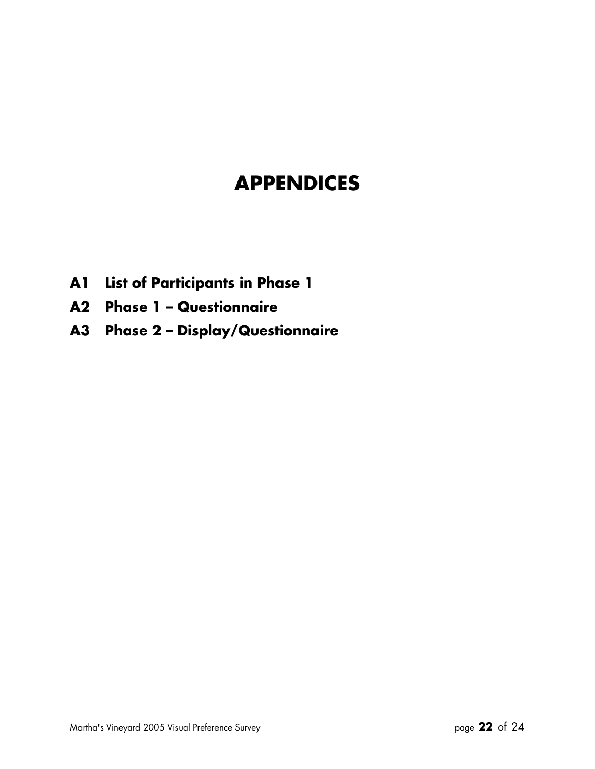# APPENDICES

**A1 List of Participants in Phase 1**

**A2 Phase 1 – Questionnaire**

**A3 Phase 2 – Display/Questionnaire**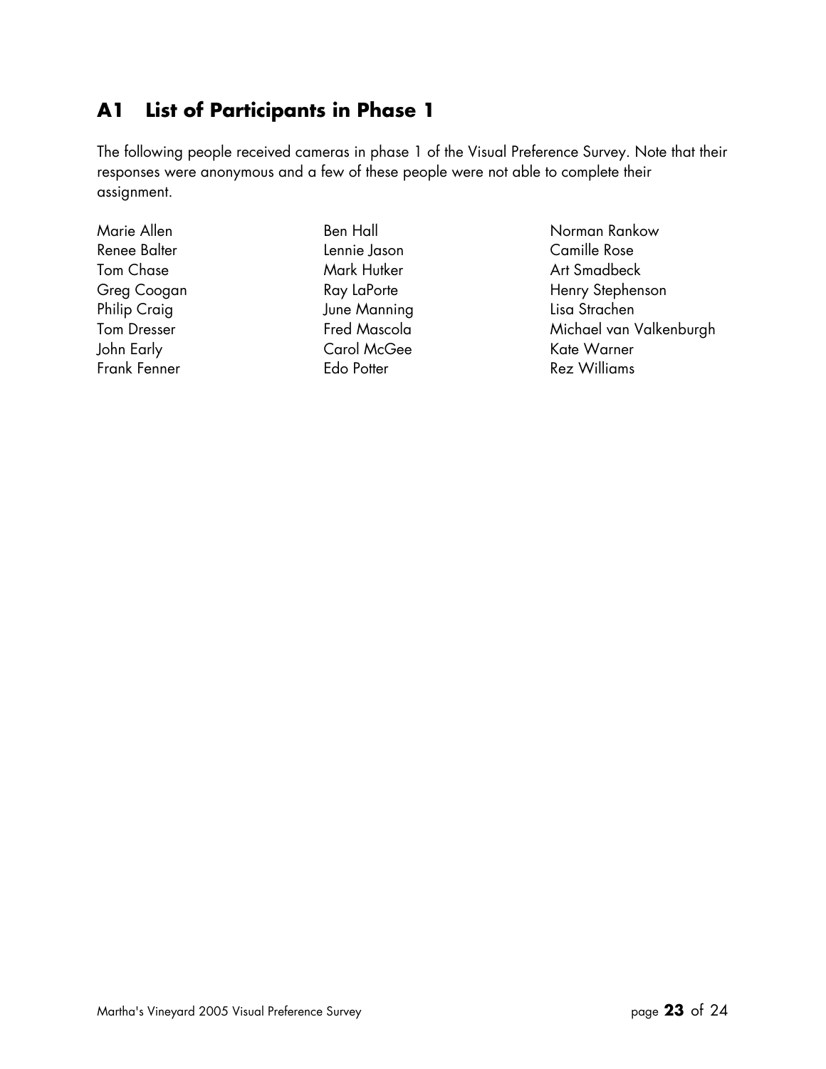## A1 List of Participants in Phase 1

The following people received cameras in phase 1 of the Visual Preference Survey. Note that their responses were anonymous and a few of these people were not able to complete their assignment.

Marie Allen
Renee Balter
Tom Chase
Greg Coogan
Philip Craig
Tom Dresser
John Early
Frank Fenner
Ben Hall
Lennie Jason
Mark Hutker
Ray LaPorte
June Manning
Fred Mascola
Carol McGee
Edo Potter
Norman Rankow
Camille Rose
Art Smadbeck
Henry Stephenson
Lisa Strachen
Michael van Valkenburgh
Kate Warner
Rez Williams